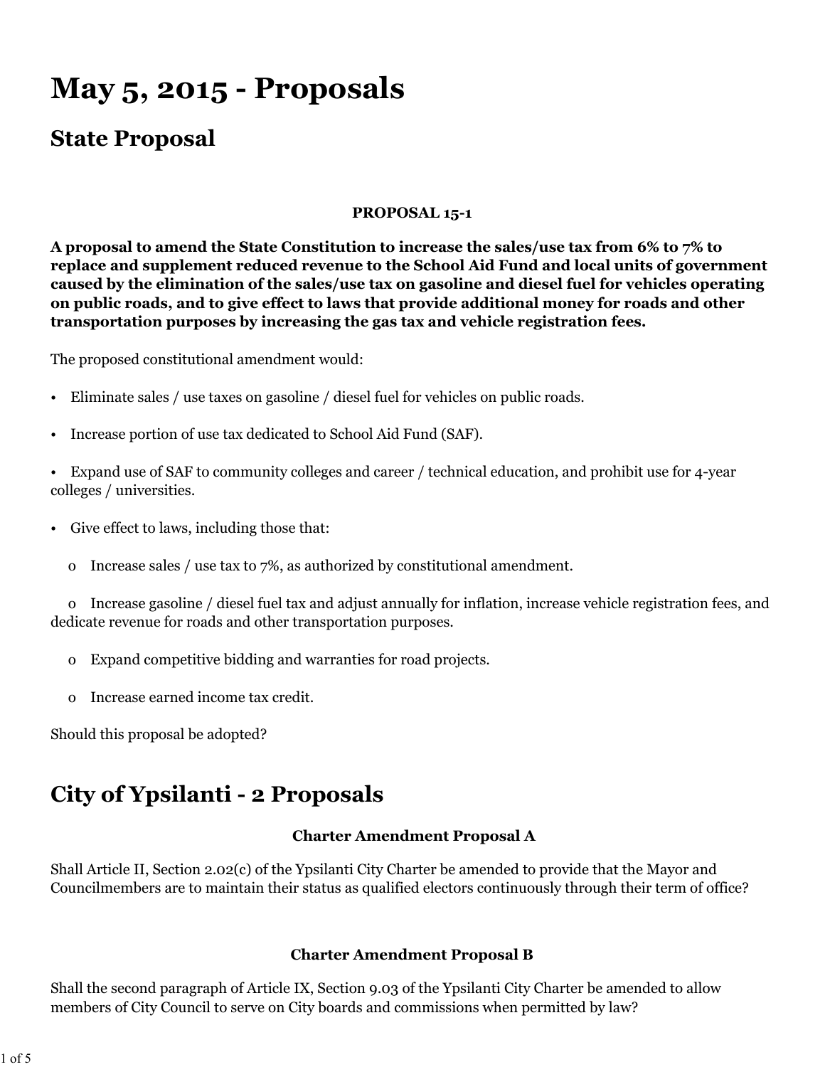# May 5, 2015 - Proposals

## State Proposal

**PROPOSAL 15-1**

**A proposal to amend the State Constitution to increase the sales/use tax from 6% to 7% to replace and supplement reduced revenue to the School Aid Fund and local units of government caused by the elimination of the sales/use tax on gasoline and diesel fuel for vehicles operating on public roads, and to give effect to laws that provide additional money for roads and other transportation purposes by increasing the gas tax and vehicle registration fees.**

The proposed constitutional amendment would:

- Eliminate sales / use taxes on gasoline / diesel fuel for vehicles on public roads.
- Increase portion of use tax dedicated to School Aid Fund (SAF).
- Expand use of SAF to community colleges and career / technical education, and prohibit use for 4-year colleges / universities.
- Give effect to laws, including those that:
    - Increase sales / use tax to 7%, as authorized by constitutional amendment.
    - Increase gasoline / diesel fuel tax and adjust annually for inflation, increase vehicle registration fees, and dedicate revenue for roads and other transportation purposes.
    - Expand competitive bidding and warranties for road projects.
    - Increase earned income tax credit.

Should this proposal be adopted?

## City of Ypsilanti - 2 Proposals

**Charter Amendment Proposal A**

Shall Article II, Section 2.02(c) of the Ypsilanti City Charter be amended to provide that the Mayor and Councilmembers are to maintain their status as qualified electors continuously through their term of office?

**Charter Amendment Proposal B**

Shall the second paragraph of Article IX, Section 9.03 of the Ypsilanti City Charter be amended to allow members of City Council to serve on City boards and commissions when permitted by law?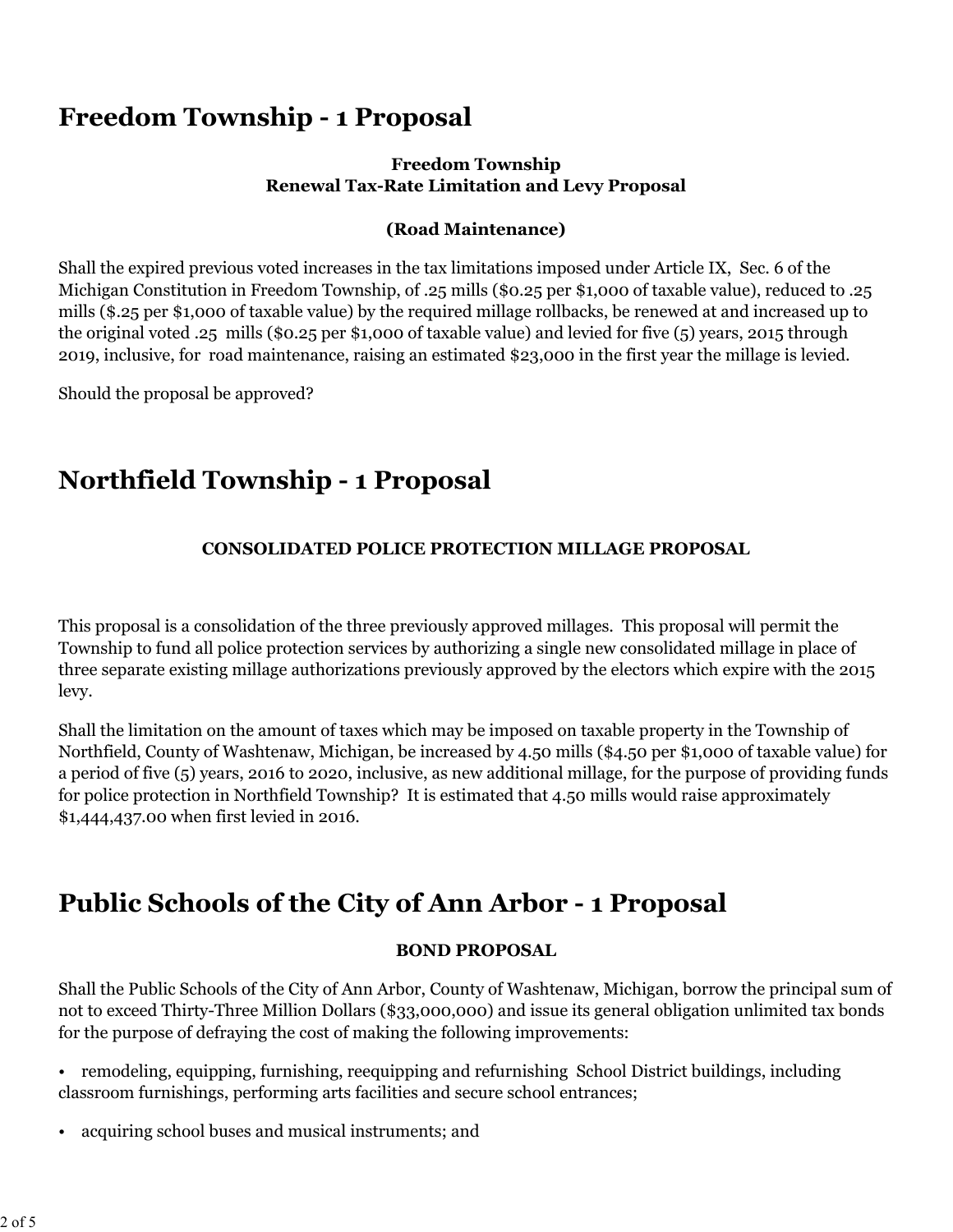## Freedom Township - 1 Proposal

**Freedom Township**
**Renewal Tax-Rate Limitation and Levy Proposal**

**(Road Maintenance)**

Shall the expired previous voted increases in the tax limitations imposed under Article IX, Sec. 6 of the Michigan Constitution in Freedom Township, of .25 mills ($0.25 per $1,000 of taxable value), reduced to .25 mills ($.25 per $1,000 of taxable value) by the required millage rollbacks, be renewed at and increased up to the original voted .25 mills ($0.25 per $1,000 of taxable value) and levied for five (5) years, 2015 through 2019, inclusive, for road maintenance, raising an estimated $23,000 in the first year the millage is levied.

Should the proposal be approved?

## Northfield Township - 1 Proposal

**CONSOLIDATED POLICE PROTECTION MILLAGE PROPOSAL**

This proposal is a consolidation of the three previously approved millages. This proposal will permit the Township to fund all police protection services by authorizing a single new consolidated millage in place of three separate existing millage authorizations previously approved by the electors which expire with the 2015 levy.

Shall the limitation on the amount of taxes which may be imposed on taxable property in the Township of Northfield, County of Washtenaw, Michigan, be increased by 4.50 mills ($4.50 per $1,000 of taxable value) for a period of five (5) years, 2016 to 2020, inclusive, as new additional millage, for the purpose of providing funds for police protection in Northfield Township? It is estimated that 4.50 mills would raise approximately $1,444,437.00 when first levied in 2016.

## Public Schools of the City of Ann Arbor - 1 Proposal

**BOND PROPOSAL**

Shall the Public Schools of the City of Ann Arbor, County of Washtenaw, Michigan, borrow the principal sum of not to exceed Thirty-Three Million Dollars ($33,000,000) and issue its general obligation unlimited tax bonds for the purpose of defraying the cost of making the following improvements:

- remodeling, equipping, furnishing, reequipping and refurnishing School District buildings, including classroom furnishings, performing arts facilities and secure school entrances;
- acquiring school buses and musical instruments; and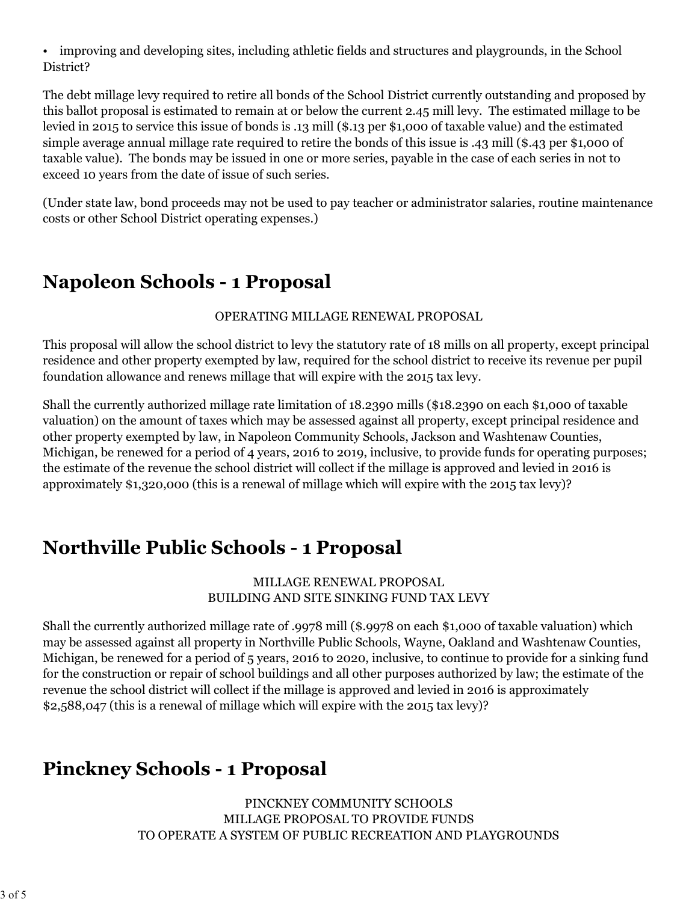- improving and developing sites, including athletic fields and structures and playgrounds, in the School District?

The debt millage levy required to retire all bonds of the School District currently outstanding and proposed by this ballot proposal is estimated to remain at or below the current 2.45 mill levy. The estimated millage to be levied in 2015 to service this issue of bonds is .13 mill ($.13 per $1,000 of taxable value) and the estimated simple average annual millage rate required to retire the bonds of this issue is .43 mill ($.43 per $1,000 of taxable value). The bonds may be issued in one or more series, payable in the case of each series in not to exceed 10 years from the date of issue of such series.

(Under state law, bond proceeds may not be used to pay teacher or administrator salaries, routine maintenance costs or other School District operating expenses.)

## Napoleon Schools - 1 Proposal

OPERATING MILLAGE RENEWAL PROPOSAL

This proposal will allow the school district to levy the statutory rate of 18 mills on all property, except principal residence and other property exempted by law, required for the school district to receive its revenue per pupil foundation allowance and renews millage that will expire with the 2015 tax levy.

Shall the currently authorized millage rate limitation of 18.2390 mills ($18.2390 on each $1,000 of taxable valuation) on the amount of taxes which may be assessed against all property, except principal residence and other property exempted by law, in Napoleon Community Schools, Jackson and Washtenaw Counties, Michigan, be renewed for a period of 4 years, 2016 to 2019, inclusive, to provide funds for operating purposes; the estimate of the revenue the school district will collect if the millage is approved and levied in 2016 is approximately $1,320,000 (this is a renewal of millage which will expire with the 2015 tax levy)?

## Northville Public Schools - 1 Proposal

MILLAGE RENEWAL PROPOSAL
BUILDING AND SITE SINKING FUND TAX LEVY

Shall the currently authorized millage rate of .9978 mill ($.9978 on each $1,000 of taxable valuation) which may be assessed against all property in Northville Public Schools, Wayne, Oakland and Washtenaw Counties, Michigan, be renewed for a period of 5 years, 2016 to 2020, inclusive, to continue to provide for a sinking fund for the construction or repair of school buildings and all other purposes authorized by law; the estimate of the revenue the school district will collect if the millage is approved and levied in 2016 is approximately $2,588,047 (this is a renewal of millage which will expire with the 2015 tax levy)?

## Pinckney Schools - 1 Proposal

PINCKNEY COMMUNITY SCHOOLS
MILLAGE PROPOSAL TO PROVIDE FUNDS
TO OPERATE A SYSTEM OF PUBLIC RECREATION AND PLAYGROUNDS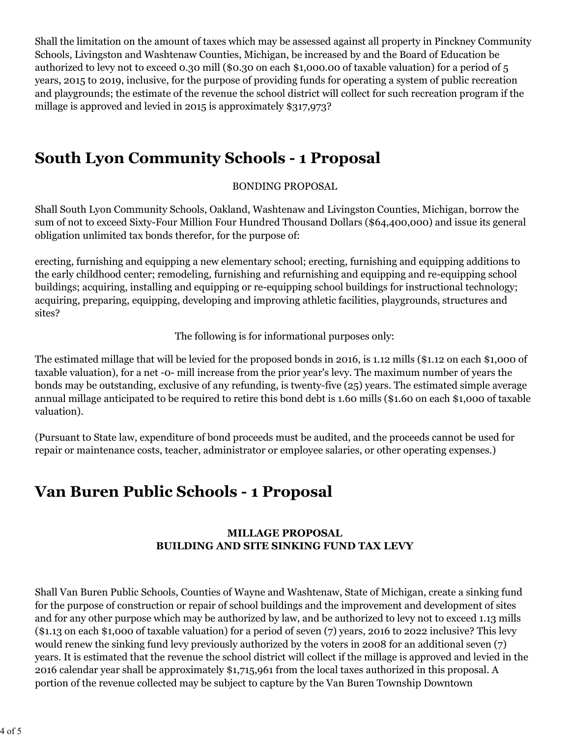Shall the limitation on the amount of taxes which may be assessed against all property in Pinckney Community Schools, Livingston and Washtenaw Counties, Michigan, be increased by and the Board of Education be authorized to levy not to exceed 0.30 mill ($0.30 on each $1,000.00 of taxable valuation) for a period of 5 years, 2015 to 2019, inclusive, for the purpose of providing funds for operating a system of public recreation and playgrounds; the estimate of the revenue the school district will collect for such recreation program if the millage is approved and levied in 2015 is approximately $317,973?

## South Lyon Community Schools - 1 Proposal

BONDING PROPOSAL

Shall South Lyon Community Schools, Oakland, Washtenaw and Livingston Counties, Michigan, borrow the sum of not to exceed Sixty-Four Million Four Hundred Thousand Dollars ($64,400,000) and issue its general obligation unlimited tax bonds therefor, for the purpose of:

erecting, furnishing and equipping a new elementary school; erecting, furnishing and equipping additions to the early childhood center; remodeling, furnishing and refurnishing and equipping and re-equipping school buildings; acquiring, installing and equipping or re-equipping school buildings for instructional technology; acquiring, preparing, equipping, developing and improving athletic facilities, playgrounds, structures and sites?

The following is for informational purposes only:

The estimated millage that will be levied for the proposed bonds in 2016, is 1.12 mills ($1.12 on each $1,000 of taxable valuation), for a net -0- mill increase from the prior year's levy. The maximum number of years the bonds may be outstanding, exclusive of any refunding, is twenty-five (25) years. The estimated simple average annual millage anticipated to be required to retire this bond debt is 1.60 mills ($1.60 on each $1,000 of taxable valuation).

(Pursuant to State law, expenditure of bond proceeds must be audited, and the proceeds cannot be used for repair or maintenance costs, teacher, administrator or employee salaries, or other operating expenses.)

## Van Buren Public Schools - 1 Proposal

**MILLAGE PROPOSAL**
**BUILDING AND SITE SINKING FUND TAX LEVY**

Shall Van Buren Public Schools, Counties of Wayne and Washtenaw, State of Michigan, create a sinking fund for the purpose of construction or repair of school buildings and the improvement and development of sites and for any other purpose which may be authorized by law, and be authorized to levy not to exceed 1.13 mills ($1.13 on each $1,000 of taxable valuation) for a period of seven (7) years, 2016 to 2022 inclusive? This levy would renew the sinking fund levy previously authorized by the voters in 2008 for an additional seven (7) years. It is estimated that the revenue the school district will collect if the millage is approved and levied in the 2016 calendar year shall be approximately $1,715,961 from the local taxes authorized in this proposal. A portion of the revenue collected may be subject to capture by the Van Buren Township Downtown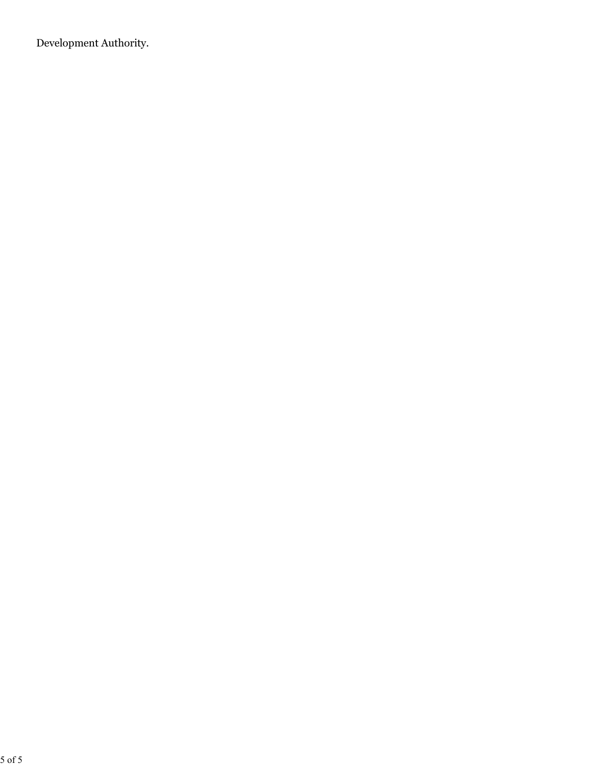Development Authority.